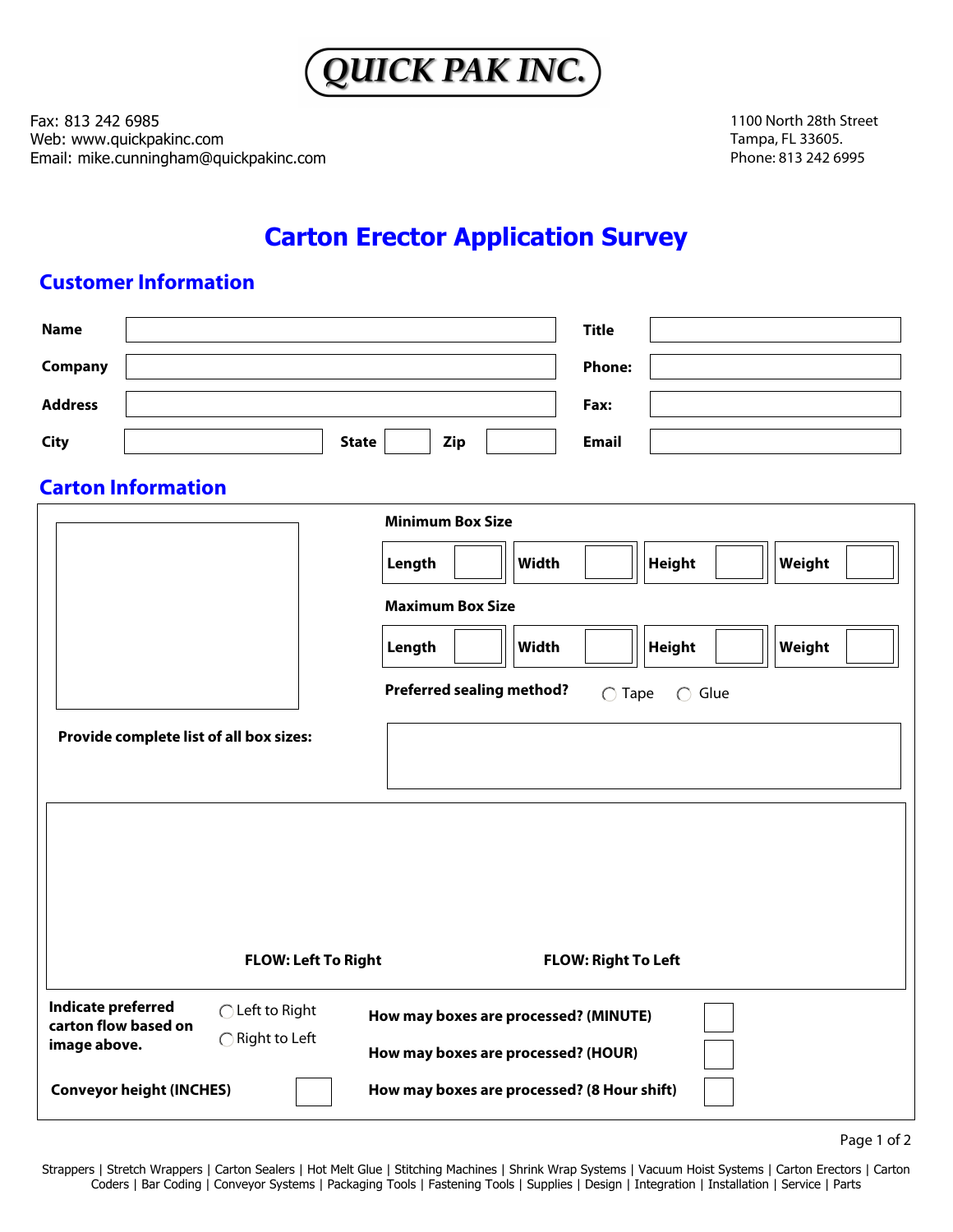# QUICK PAK INC.

Fax: 813 242 6985
Web: www.quickpakinc.com
Email: mike.cunningham@quickpakinc.com

1100 North 28th Street
Tampa, FL 33605.
Phone: 813 242 6995

## Carton Erector Application Survey

### Customer Information

| | | | |
|---|---|---|---|
| **Name** | | **Title** | |
| **Company** | | **Phone:** | |
| **Address** | | **Fax:** | |
| **City** | **State** | **Zip** | **Email** |

### Carton Information

**Minimum Box Size**

| **Length** | **Width** | **Height** | **Weight** |
|---|---|---|---|
| | | | |

**Maximum Box Size**

| **Length** | **Width** | **Height** | **Weight** |
|---|---|---|---|
| | | | |

**Preferred sealing method?** ◯ Tape ◯ Glue

**Provide complete list of all box sizes:**

**FLOW: Left To Right** **FLOW: Right To Left**

**Indicate preferred carton flow based on image above.** ◯ Left to Right ◯ Right to Left

**Conveyor height (INCHES)**

**How may boxes are processed? (MINUTE)**

**How may boxes are processed? (HOUR)**

**How may boxes are processed? (8 Hour shift)**

Strappers | Stretch Wrappers | Carton Sealers | Hot Melt Glue | Stitching Machines | Shrink Wrap Systems | Vacuum Hoist Systems | Carton Erectors | Carton Coders | Bar Coding | Conveyor Systems | Packaging Tools | Fastening Tools | Supplies | Design | Integration | Installation | Service | Parts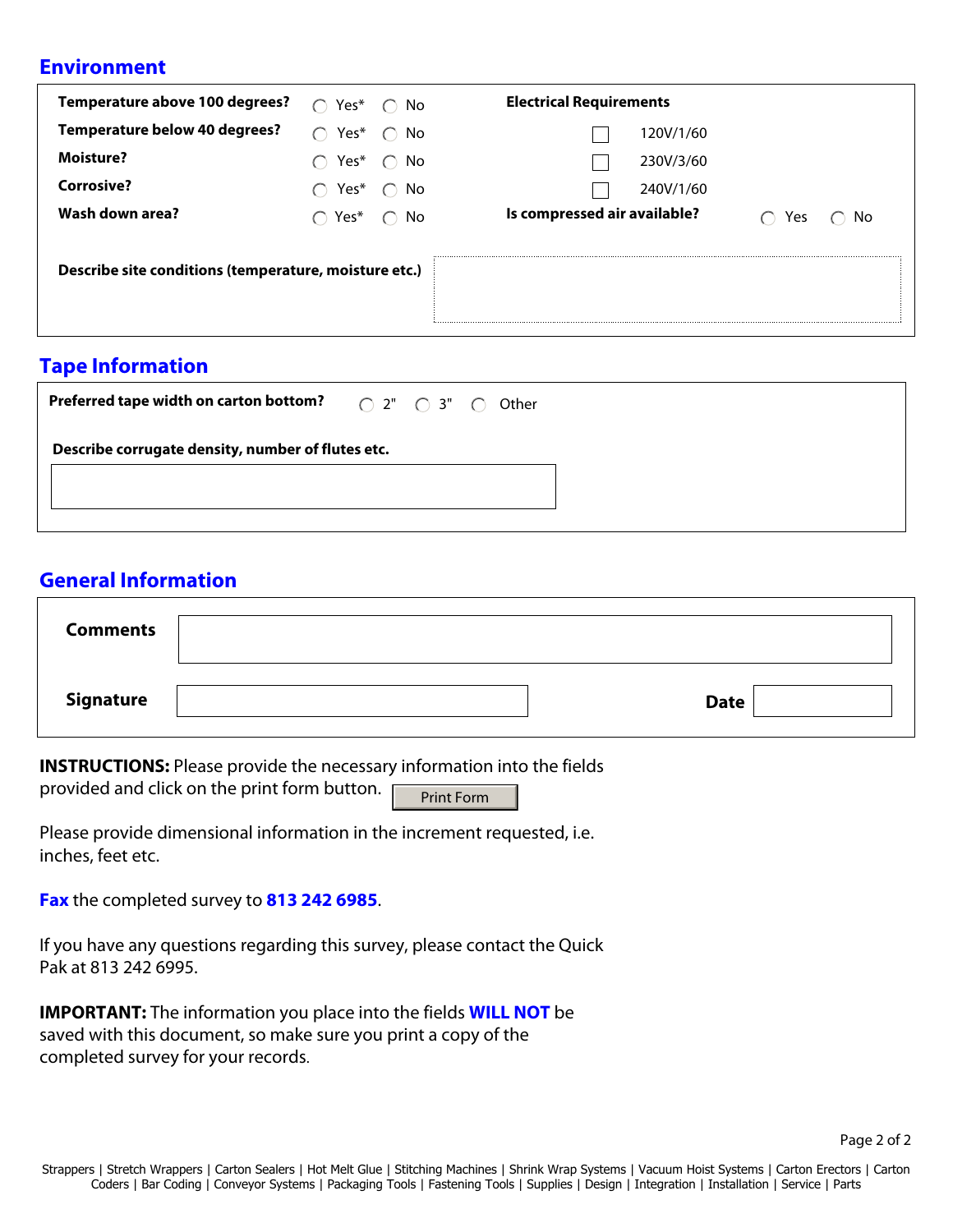## Environment

| | | | | | |
|---|---|---|---|---|---|
| **Temperature above 100 degrees?** | ◯ Yes* ◯ No | **Electrical Requirements** | | | |
| **Temperature below 40 degrees?** | ◯ Yes* ◯ No | ☐ | 120V/1/60 | | |
| **Moisture?** | ◯ Yes* ◯ No | ☐ | 230V/3/60 | | |
| **Corrosive?** | ◯ Yes* ◯ No | ☐ | 240V/1/60 | | |
| **Wash down area?** | ◯ Yes* ◯ No | **Is compressed air available?** | | ◯ Yes | ◯ No |

**Describe site conditions (temperature, moisture etc.)**

## Tape Information

**Preferred tape width on carton bottom?** ◯ 2" ◯ 3" ◯ Other

**Describe corrugate density, number of flutes etc.**

## General Information

**Comments**

**Signature**

**Date**

**INSTRUCTIONS:** Please provide the necessary information into the fields provided and click on the print form button. Print Form

Please provide dimensional information in the increment requested, i.e. inches, feet etc.

**Fax** the completed survey to **813 242 6985**.

If you have any questions regarding this survey, please contact the Quick Pak at 813 242 6995.

**IMPORTANT:** The information you place into the fields **WILL NOT** be saved with this document, so make sure you print a copy of the completed survey for your records.

Strappers | Stretch Wrappers | Carton Sealers | Hot Melt Glue | Stitching Machines | Shrink Wrap Systems | Vacuum Hoist Systems | Carton Erectors | Carton Coders | Bar Coding | Conveyor Systems | Packaging Tools | Fastening Tools | Supplies | Design | Integration | Installation | Service | Parts